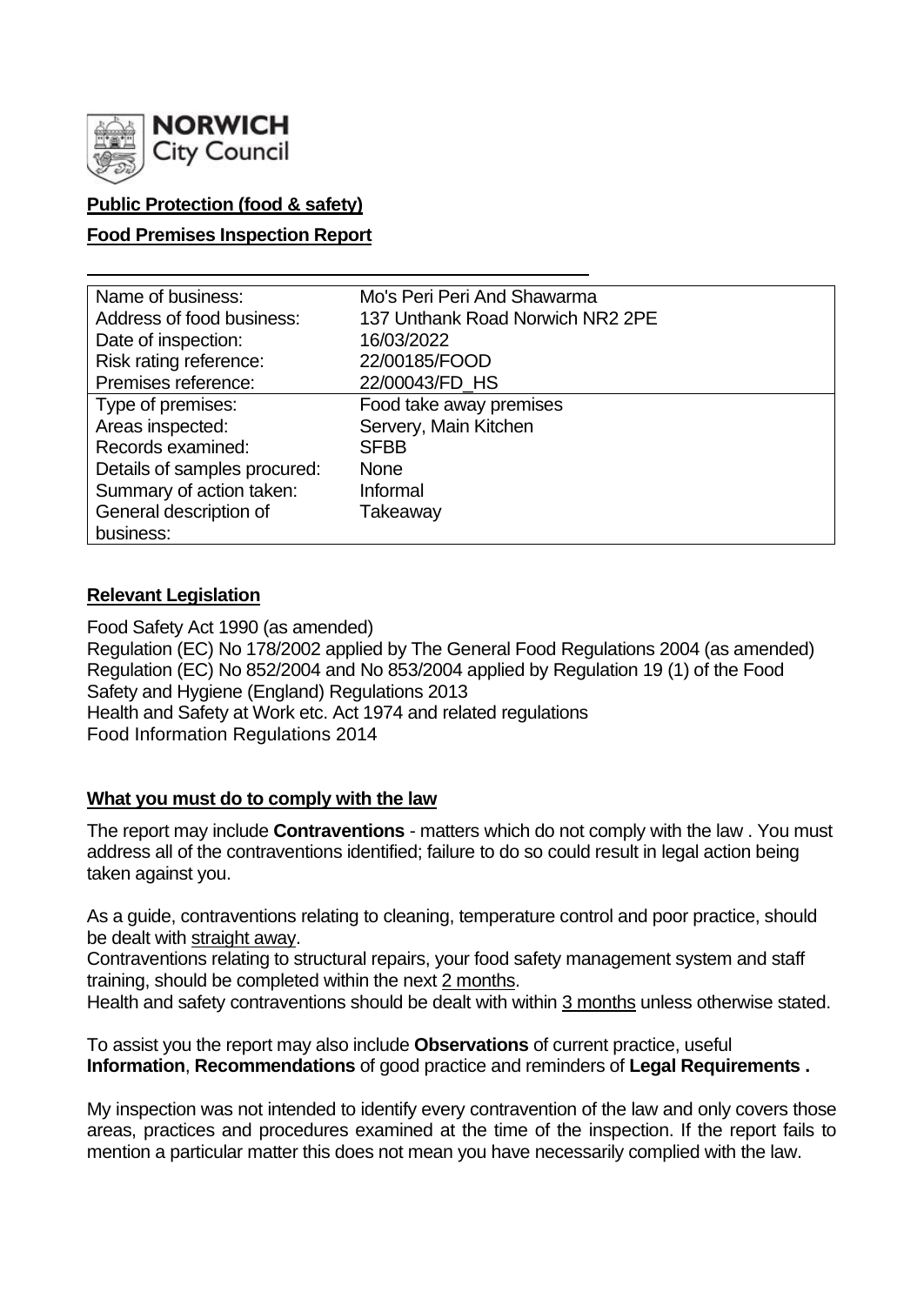NORWICH City Council

**Public Protection (food & safety)**

**Food Premises Inspection Report**

| | |
|---|---|
| Name of business: | Mo's Peri Peri And Shawarma |
| Address of food business: | 137 Unthank Road Norwich NR2 2PE |
| Date of inspection: | 16/03/2022 |
| Risk rating reference: | 22/00185/FOOD |
| Premises reference: | 22/00043/FD_HS |
| Type of premises: | Food take away premises |
| Areas inspected: | Servery, Main Kitchen |
| Records examined: | SFBB |
| Details of samples procured: | None |
| Summary of action taken: | Informal |
| General description of business: | Takeaway |

## Relevant Legislation

Food Safety Act 1990 (as amended)
Regulation (EC) No 178/2002 applied by The General Food Regulations 2004 (as amended)
Regulation (EC) No 852/2004 and No 853/2004 applied by Regulation 19 (1) of the Food Safety and Hygiene (England) Regulations 2013
Health and Safety at Work etc. Act 1974 and related regulations
Food Information Regulations 2014

## What you must do to comply with the law

The report may include **Contraventions** - matters which do not comply with the law . You must address all of the contraventions identified; failure to do so could result in legal action being taken against you.

As a guide, contraventions relating to cleaning, temperature control and poor practice, should be dealt with straight away.

Contraventions relating to structural repairs, your food safety management system and staff training, should be completed within the next 2 months.

Health and safety contraventions should be dealt with within 3 months unless otherwise stated.

To assist you the report may also include **Observations** of current practice, useful **Information**, **Recommendations** of good practice and reminders of **Legal Requirements .**

My inspection was not intended to identify every contravention of the law and only covers those areas, practices and procedures examined at the time of the inspection. If the report fails to mention a particular matter this does not mean you have necessarily complied with the law.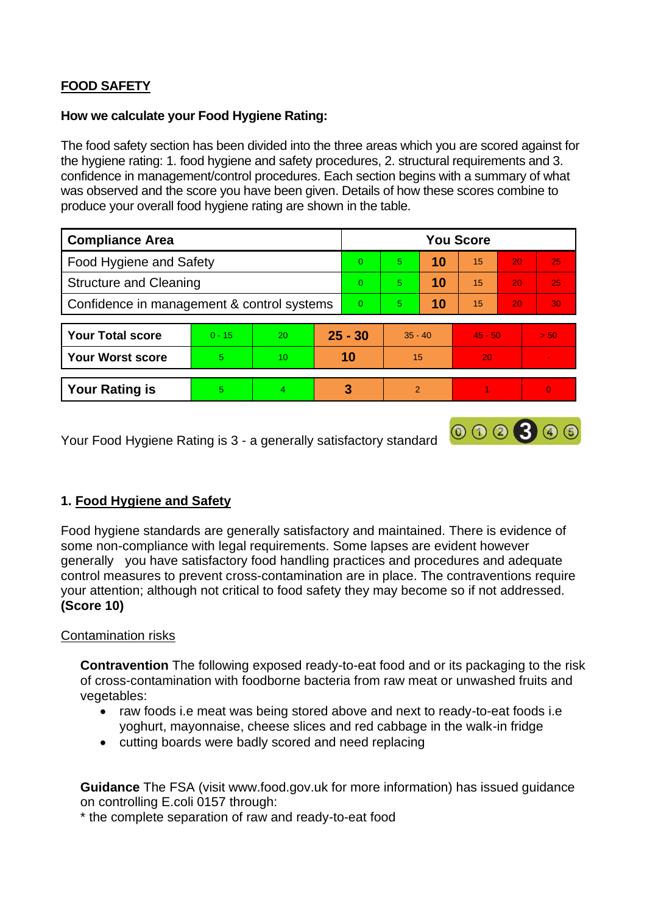## FOOD SAFETY

**How we calculate your Food Hygiene Rating:**

The food safety section has been divided into the three areas which you are scored against for the hygiene rating: 1. food hygiene and safety procedures, 2. structural requirements and 3. confidence in management/control procedures. Each section begins with a summary of what was observed and the score you have been given. Details of how these scores combine to produce your overall food hygiene rating are shown in the table.

| Compliance Area | You Score | | | | | |
|---|---|---|---|---|---|---|
| Food Hygiene and Safety | 0 | 5 | **10** | 15 | 20 | 25 |
| Structure and Cleaning | 0 | 5 | **10** | 15 | 20 | 25 |
| Confidence in management & control systems | 0 | 5 | **10** | 15 | 20 | 30 |

| | | | | | | |
|---|---|---|---|---|---|---|
| **Your Total score** | 0 - 15 | 20 | **25 - 30** | 35 - 40 | 45 - 50 | > 50 |
| **Your Worst score** | 5 | 10 | **10** | 15 | 20 | - |
| **Your Rating is** | 5 | 4 | **3** | 2 | 1 | 0 |

Your Food Hygiene Rating is 3 - a generally satisfactory standard

### 1. Food Hygiene and Safety

Food hygiene standards are generally satisfactory and maintained. There is evidence of some non-compliance with legal requirements. Some lapses are evident however generally you have satisfactory food handling practices and procedures and adequate control measures to prevent cross-contamination are in place. The contraventions require your attention; although not critical to food safety they may become so if not addressed. **(Score 10)**

Contamination risks

**Contravention** The following exposed ready-to-eat food and or its packaging to the risk of cross-contamination with foodborne bacteria from raw meat or unwashed fruits and vegetables:

- raw foods i.e meat was being stored above and next to ready-to-eat foods i.e yoghurt, mayonnaise, cheese slices and red cabbage in the walk-in fridge
- cutting boards were badly scored and need replacing

**Guidance** The FSA (visit www.food.gov.uk for more information) has issued guidance on controlling E.coli 0157 through:
* the complete separation of raw and ready-to-eat food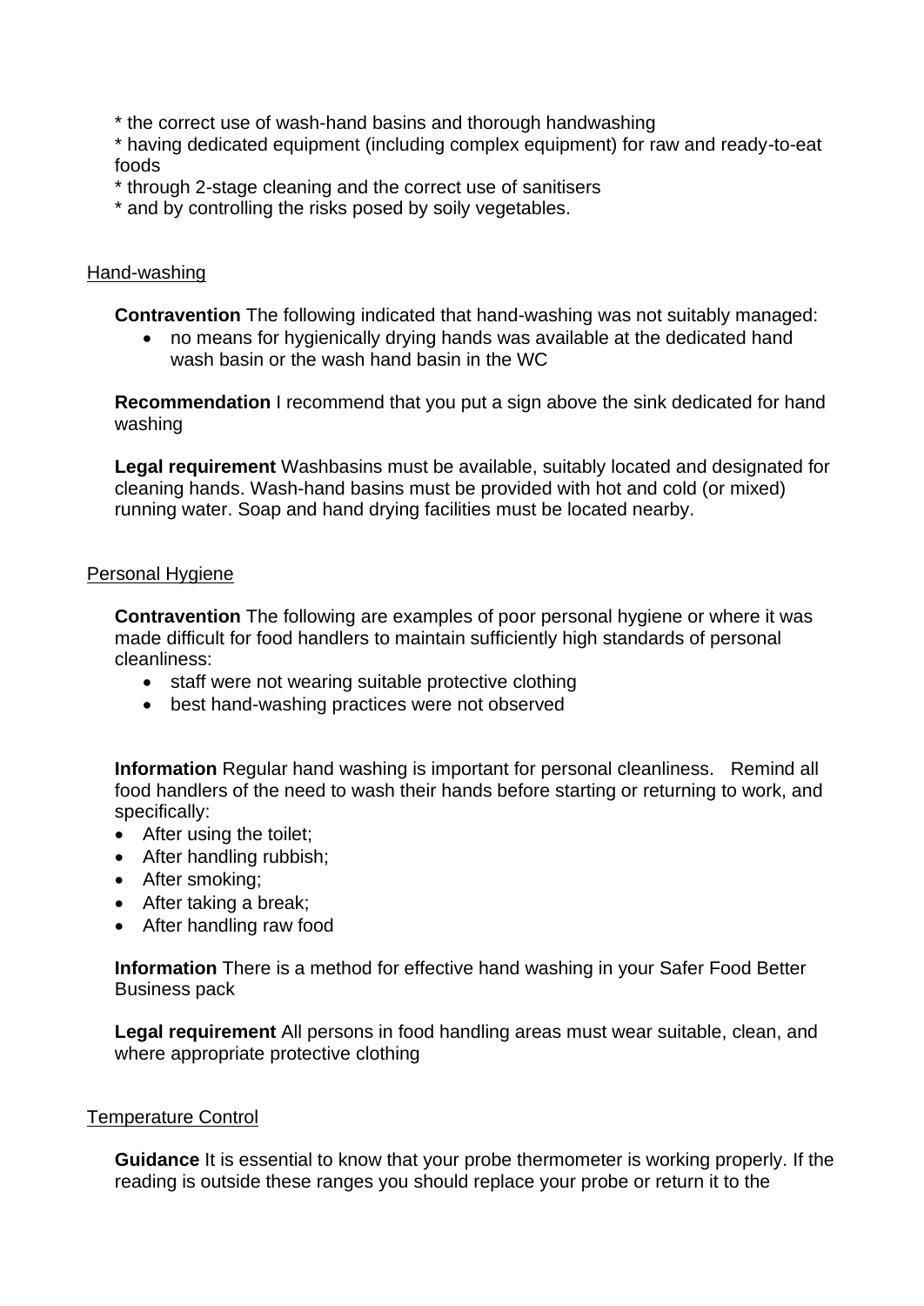* the correct use of wash-hand basins and thorough handwashing
* having dedicated equipment (including complex equipment) for raw and ready-to-eat foods
* through 2-stage cleaning and the correct use of sanitisers
* and by controlling the risks posed by soily vegetables.

Hand-washing

**Contravention** The following indicated that hand-washing was not suitably managed:

- no means for hygienically drying hands was available at the dedicated hand wash basin or the wash hand basin in the WC

**Recommendation** I recommend that you put a sign above the sink dedicated for hand washing

**Legal requirement** Washbasins must be available, suitably located and designated for cleaning hands. Wash-hand basins must be provided with hot and cold (or mixed) running water. Soap and hand drying facilities must be located nearby.

Personal Hygiene

**Contravention** The following are examples of poor personal hygiene or where it was made difficult for food handlers to maintain sufficiently high standards of personal cleanliness:

- staff were not wearing suitable protective clothing
- best hand-washing practices were not observed

**Information** Regular hand washing is important for personal cleanliness. Remind all food handlers of the need to wash their hands before starting or returning to work, and specifically:

- After using the toilet;
- After handling rubbish;
- After smoking;
- After taking a break;
- After handling raw food

**Information** There is a method for effective hand washing in your Safer Food Better Business pack

**Legal requirement** All persons in food handling areas must wear suitable, clean, and where appropriate protective clothing

Temperature Control

**Guidance** It is essential to know that your probe thermometer is working properly. If the reading is outside these ranges you should replace your probe or return it to the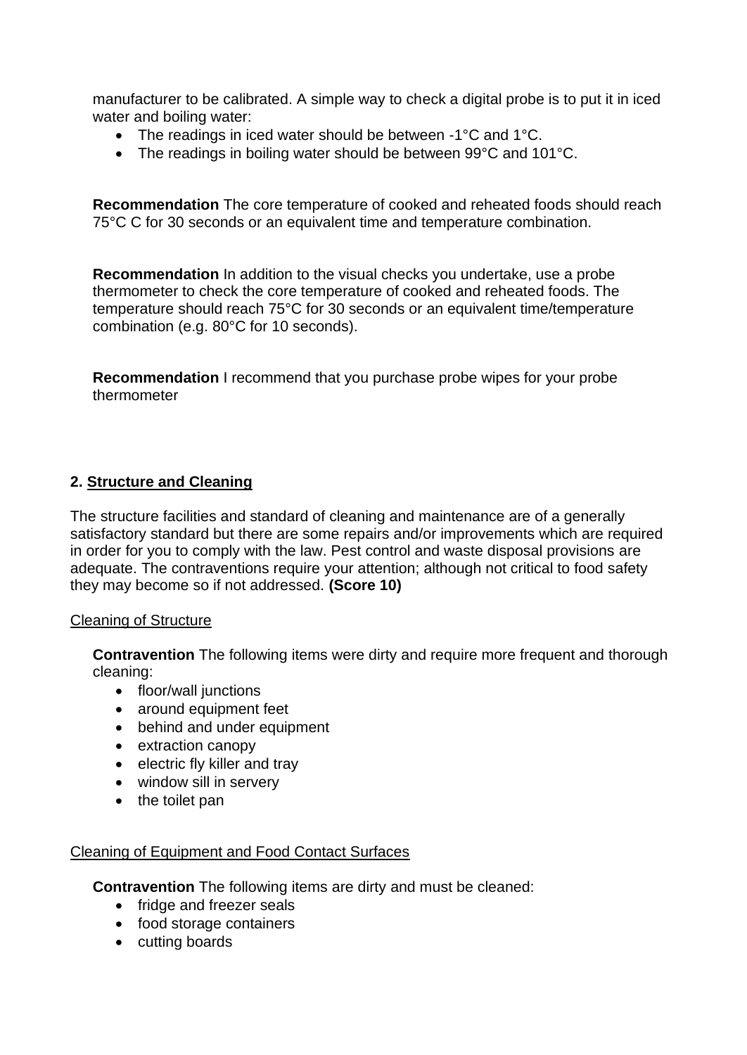manufacturer to be calibrated. A simple way to check a digital probe is to put it in iced water and boiling water:

- The readings in iced water should be between -1°C and 1°C.
- The readings in boiling water should be between 99°C and 101°C.

**Recommendation** The core temperature of cooked and reheated foods should reach 75°C C for 30 seconds or an equivalent time and temperature combination.

**Recommendation** In addition to the visual checks you undertake, use a probe thermometer to check the core temperature of cooked and reheated foods. The temperature should reach 75°C for 30 seconds or an equivalent time/temperature combination (e.g. 80°C for 10 seconds).

**Recommendation** I recommend that you purchase probe wipes for your probe thermometer

## 2. Structure and Cleaning

The structure facilities and standard of cleaning and maintenance are of a generally satisfactory standard but there are some repairs and/or improvements which are required in order for you to comply with the law. Pest control and waste disposal provisions are adequate. The contraventions require your attention; although not critical to food safety they may become so if not addressed. **(Score 10)**

Cleaning of Structure

**Contravention** The following items were dirty and require more frequent and thorough cleaning:

- floor/wall junctions
- around equipment feet
- behind and under equipment
- extraction canopy
- electric fly killer and tray
- window sill in servery
- the toilet pan

Cleaning of Equipment and Food Contact Surfaces

**Contravention** The following items are dirty and must be cleaned:

- fridge and freezer seals
- food storage containers
- cutting boards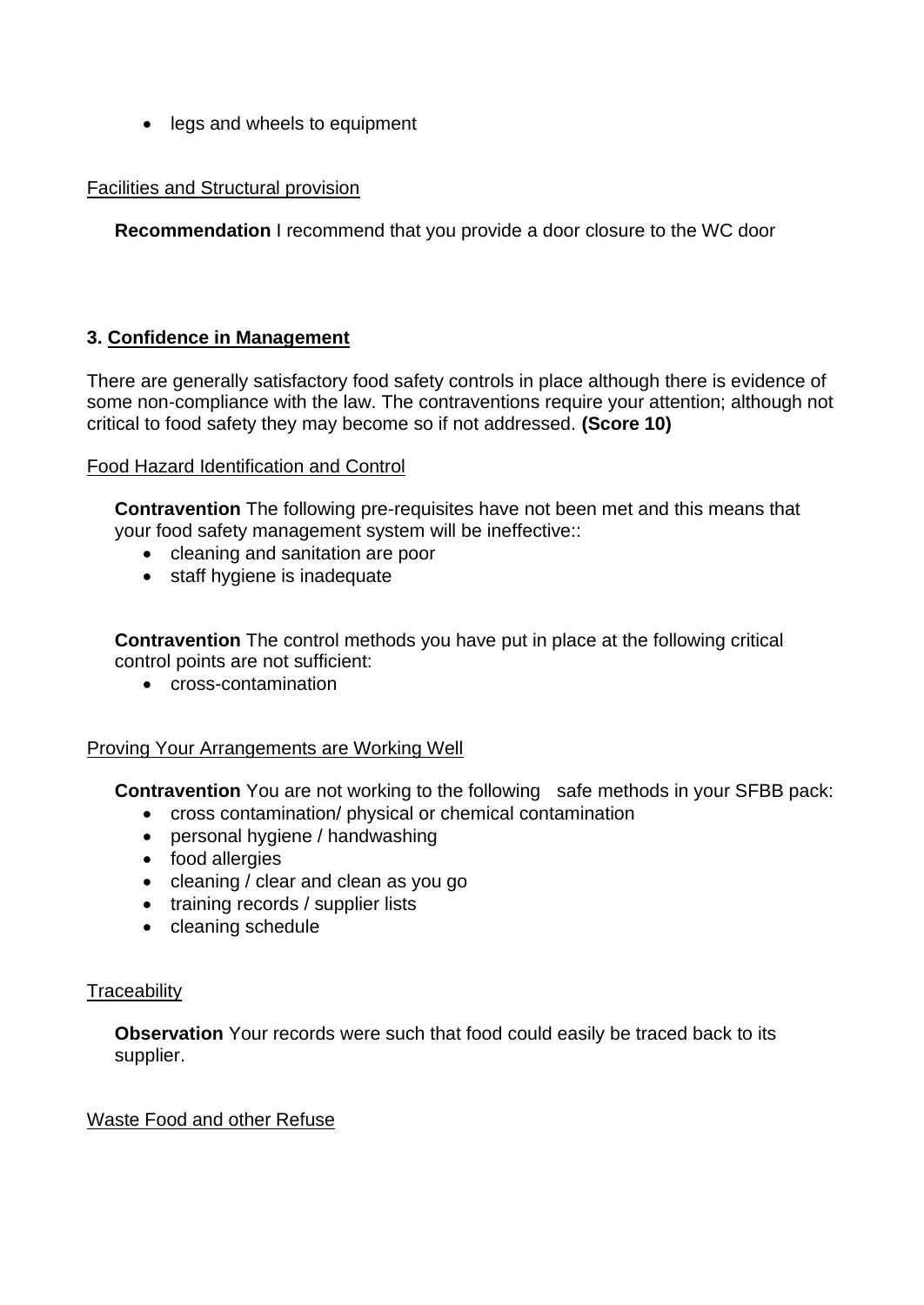- legs and wheels to equipment

Facilities and Structural provision

**Recommendation** I recommend that you provide a door closure to the WC door

### 3. Confidence in Management

There are generally satisfactory food safety controls in place although there is evidence of some non-compliance with the law. The contraventions require your attention; although not critical to food safety they may become so if not addressed. **(Score 10)**

Food Hazard Identification and Control

**Contravention** The following pre-requisites have not been met and this means that your food safety management system will be ineffective::

- cleaning and sanitation are poor
- staff hygiene is inadequate

**Contravention** The control methods you have put in place at the following critical control points are not sufficient:

- cross-contamination

Proving Your Arrangements are Working Well

**Contravention** You are not working to the following safe methods in your SFBB pack:

- cross contamination/ physical or chemical contamination
- personal hygiene / handwashing
- food allergies
- cleaning / clear and clean as you go
- training records / supplier lists
- cleaning schedule

Traceability

**Observation** Your records were such that food could easily be traced back to its supplier.

Waste Food and other Refuse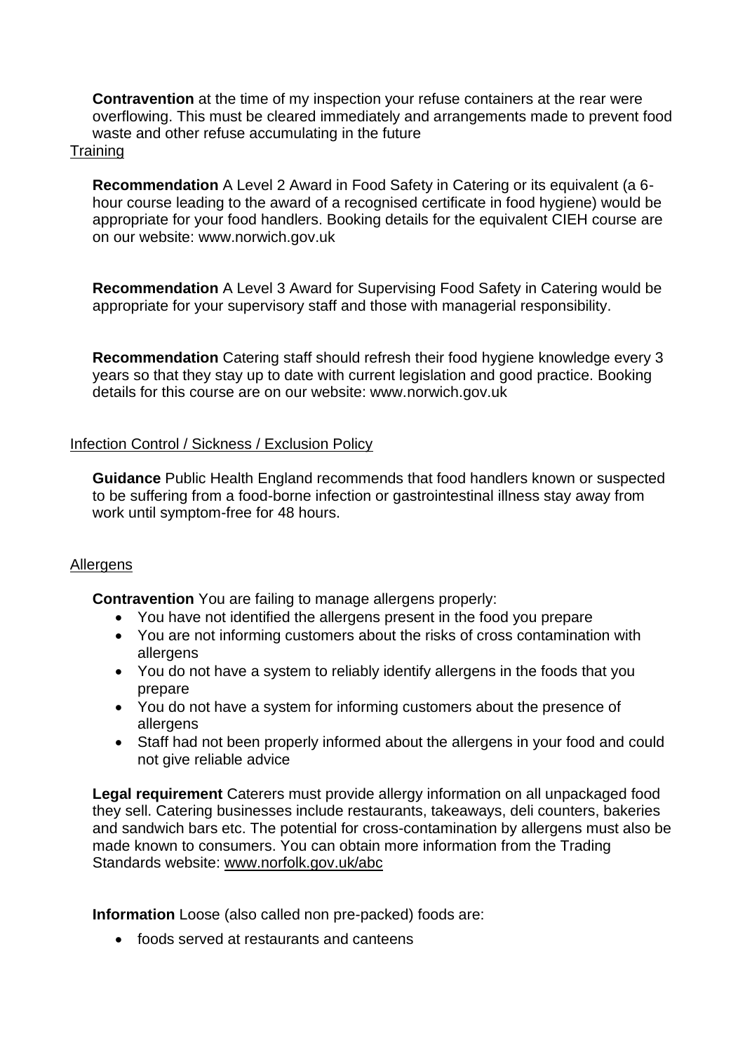**Contravention** at the time of my inspection your refuse containers at the rear were overflowing. This must be cleared immediately and arrangements made to prevent food waste and other refuse accumulating in the future

Training

**Recommendation** A Level 2 Award in Food Safety in Catering or its equivalent (a 6-hour course leading to the award of a recognised certificate in food hygiene) would be appropriate for your food handlers. Booking details for the equivalent CIEH course are on our website: www.norwich.gov.uk

**Recommendation** A Level 3 Award for Supervising Food Safety in Catering would be appropriate for your supervisory staff and those with managerial responsibility.

**Recommendation** Catering staff should refresh their food hygiene knowledge every 3 years so that they stay up to date with current legislation and good practice. Booking details for this course are on our website: www.norwich.gov.uk

Infection Control / Sickness / Exclusion Policy

**Guidance** Public Health England recommends that food handlers known or suspected to be suffering from a food-borne infection or gastrointestinal illness stay away from work until symptom-free for 48 hours.

Allergens

**Contravention** You are failing to manage allergens properly:

- You have not identified the allergens present in the food you prepare
- You are not informing customers about the risks of cross contamination with allergens
- You do not have a system to reliably identify allergens in the foods that you prepare
- You do not have a system for informing customers about the presence of allergens
- Staff had not been properly informed about the allergens in your food and could not give reliable advice

**Legal requirement** Caterers must provide allergy information on all unpackaged food they sell. Catering businesses include restaurants, takeaways, deli counters, bakeries and sandwich bars etc. The potential for cross-contamination by allergens must also be made known to consumers. You can obtain more information from the Trading Standards website: www.norfolk.gov.uk/abc

**Information** Loose (also called non pre-packed) foods are:

- foods served at restaurants and canteens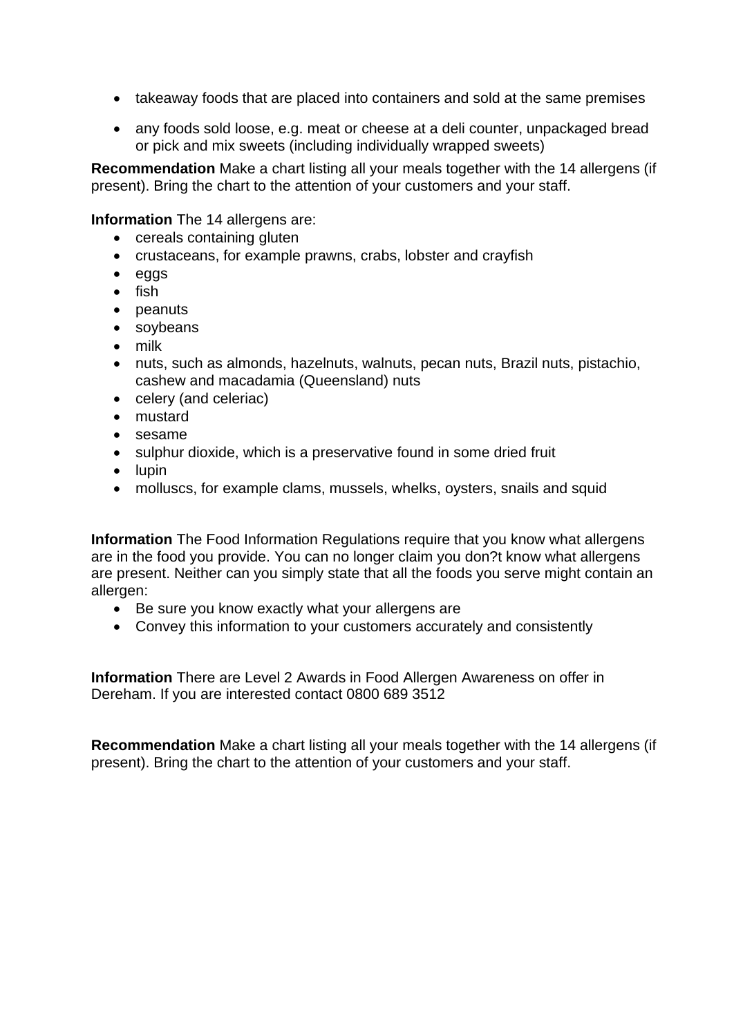- takeaway foods that are placed into containers and sold at the same premises
- any foods sold loose, e.g. meat or cheese at a deli counter, unpackaged bread or pick and mix sweets (including individually wrapped sweets)

**Recommendation** Make a chart listing all your meals together with the 14 allergens (if present). Bring the chart to the attention of your customers and your staff.

**Information** The 14 allergens are:

- cereals containing gluten
- crustaceans, for example prawns, crabs, lobster and crayfish
- eggs
- fish
- peanuts
- soybeans
- milk
- nuts, such as almonds, hazelnuts, walnuts, pecan nuts, Brazil nuts, pistachio, cashew and macadamia (Queensland) nuts
- celery (and celeriac)
- mustard
- sesame
- sulphur dioxide, which is a preservative found in some dried fruit
- lupin
- molluscs, for example clams, mussels, whelks, oysters, snails and squid

**Information** The Food Information Regulations require that you know what allergens are in the food you provide. You can no longer claim you don?t know what allergens are present. Neither can you simply state that all the foods you serve might contain an allergen:

- Be sure you know exactly what your allergens are
- Convey this information to your customers accurately and consistently

**Information** There are Level 2 Awards in Food Allergen Awareness on offer in Dereham. If you are interested contact 0800 689 3512

**Recommendation** Make a chart listing all your meals together with the 14 allergens (if present). Bring the chart to the attention of your customers and your staff.